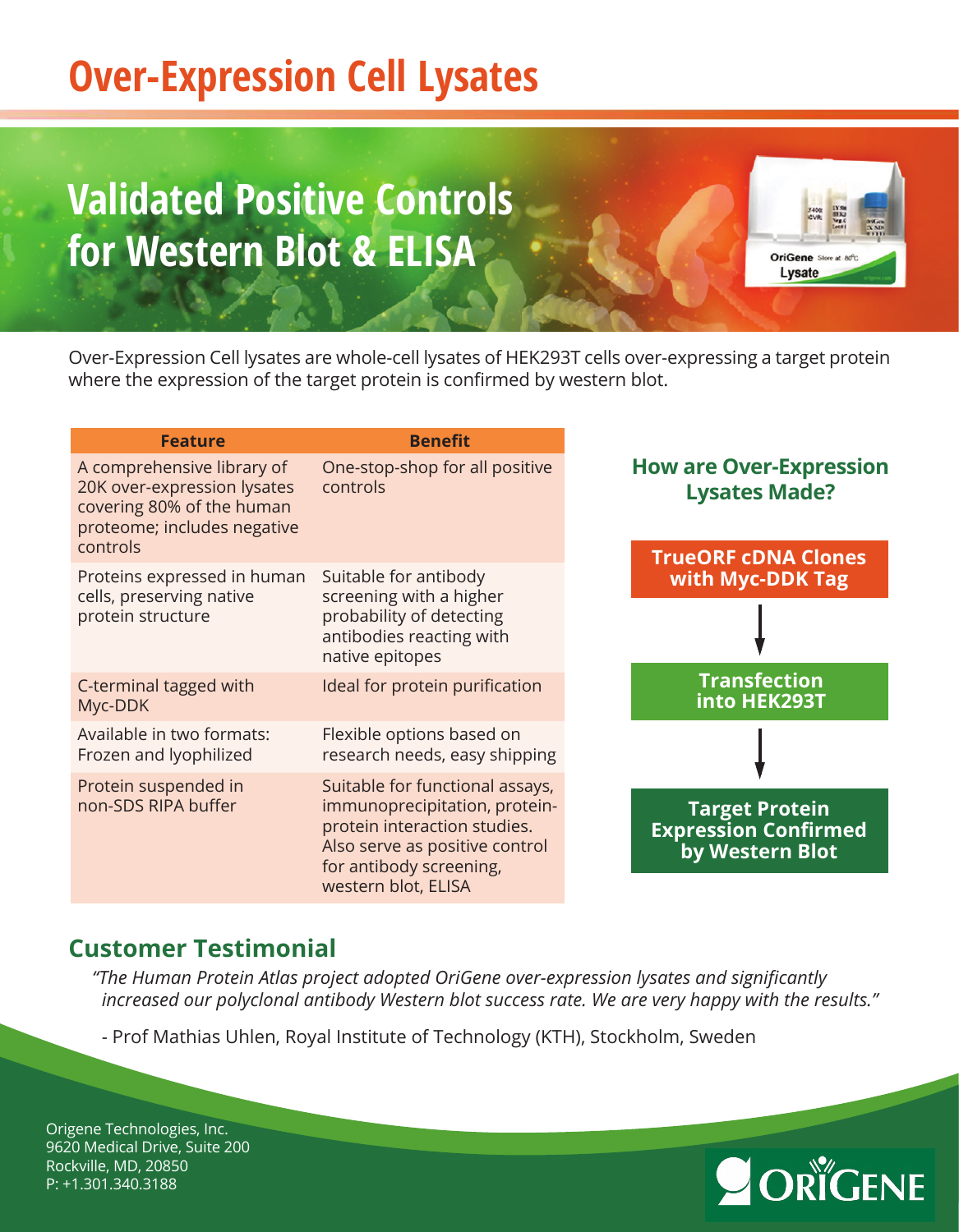# Over-Expression Cell Lysates

## Validated Positive Controls for Western Blot & ELISA

Over-Expression Cell lysates are whole-cell lysates of HEK293T cells over-expressing a target protein where the expression of the target protein is confirmed by western blot.

| Feature | Benefit |
| --- | --- |
| A comprehensive library of 20K over-expression lysates covering 80% of the human proteome; includes negative controls | One-stop-shop for all positive controls |
| Proteins expressed in human cells, preserving native protein structure | Suitable for antibody screening with a higher probability of detecting antibodies reacting with native epitopes |
| C-terminal tagged with Myc-DDK | Ideal for protein purification |
| Available in two formats: Frozen and lyophilized | Flexible options based on research needs, easy shipping |
| Protein suspended in non-SDS RIPA buffer | Suitable for functional assays, immunoprecipitation, protein-protein interaction studies. Also serve as positive control for antibody screening, western blot, ELISA |

### How are Over-Expression Lysates Made?

**TrueORF cDNA Clones with Myc-DDK Tag**

↓

**Transfection into HEK293T**

↓

**Target Protein Expression Confirmed by Western Blot**

## Customer Testimonial

*"The Human Protein Atlas project adopted OriGene over-expression lysates and significantly increased our polyclonal antibody Western blot success rate. We are very happy with the results."*

- Prof Mathias Uhlen, Royal Institute of Technology (KTH), Stockholm, Sweden

Origene Technologies, Inc.
9620 Medical Drive, Suite 200
Rockville, MD, 20850
P: +1.301.340.3188

ORIGENE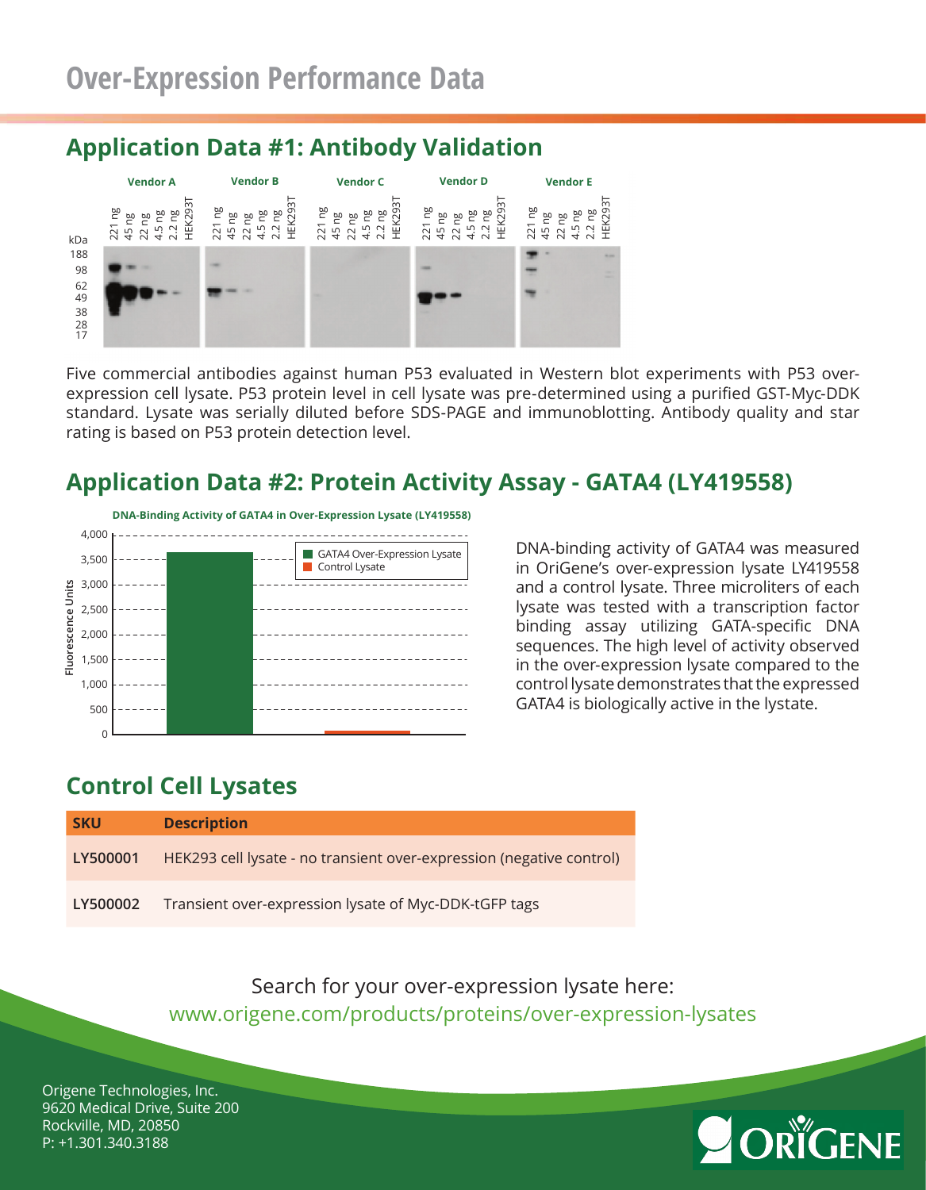# Over-Expression Performance Data

## Application Data #1: Antibody Validation

Vendor A
Vendor B
Vendor C
Vendor D
Vendor E

221 ng
45 ng
22 ng
4.5 ng
2.2 ng
HEK293T

kDa
188
98
62
49
38
28
17

Five commercial antibodies against human P53 evaluated in Western blot experiments with P53 over-expression cell lysate. P53 protein level in cell lysate was pre-determined using a purified GST-Myc-DDK standard. Lysate was serially diluted before SDS-PAGE and immunoblotting. Antibody quality and star rating is based on P53 protein detection level.

## Application Data #2: Protein Activity Assay - GATA4 (LY419558)

DNA-Binding Activity of GATA4 in Over-Expression Lysate (LY419558)

Fluorescence Units

4,000
3,500
3,000
2,500
2,000
1,500
1,000
500
0

GATA4 Over-Expression Lysate
Control Lysate

DNA-binding activity of GATA4 was measured in OriGene's over-expression lysate LY419558 and a control lysate. Three microliters of each lysate was tested with a transcription factor binding assay utilizing GATA-specific DNA sequences. The high level of activity observed in the over-expression lysate compared to the control lysate demonstrates that the expressed GATA4 is biologically active in the lysate.

## Control Cell Lysates

| SKU | Description |
| --- | --- |
| LY500001 | HEK293 cell lysate - no transient over-expression (negative control) |
| LY500002 | Transient over-expression lysate of Myc-DDK-tGFP tags |

Search for your over-expression lysate here:
www.origene.com/products/proteins/over-expression-lysates

Origene Technologies, Inc.
9620 Medical Drive, Suite 200
Rockville, MD, 20850
P: +1.301.340.3188

ORIGENE